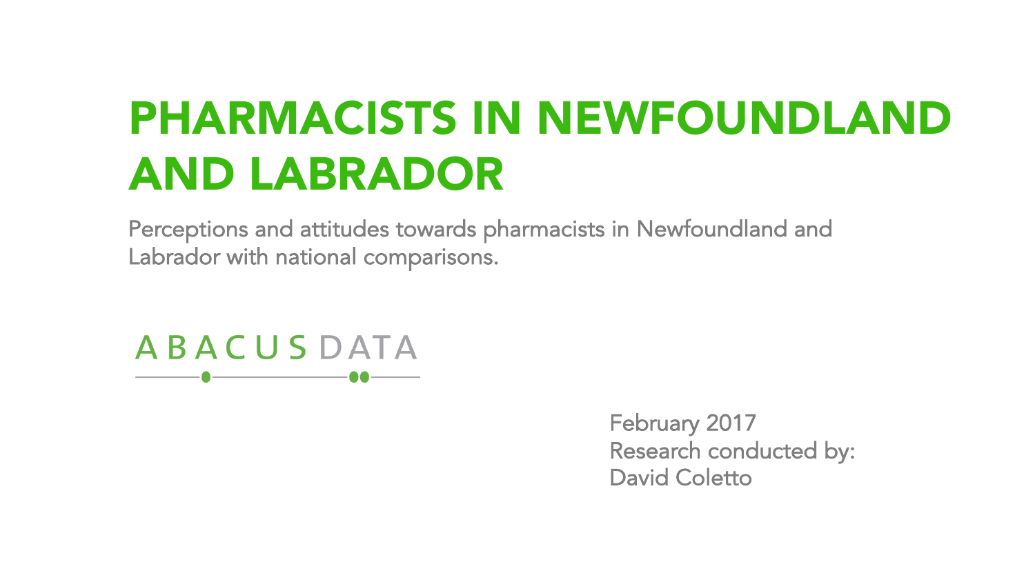# PHARMACISTS IN NEWFOUNDLAND AND LABRADOR

Perceptions and attitudes towards pharmacists in Newfoundland and Labrador with national comparisons.

ABACUS DATA

February 2017
Research conducted by:
David Coletto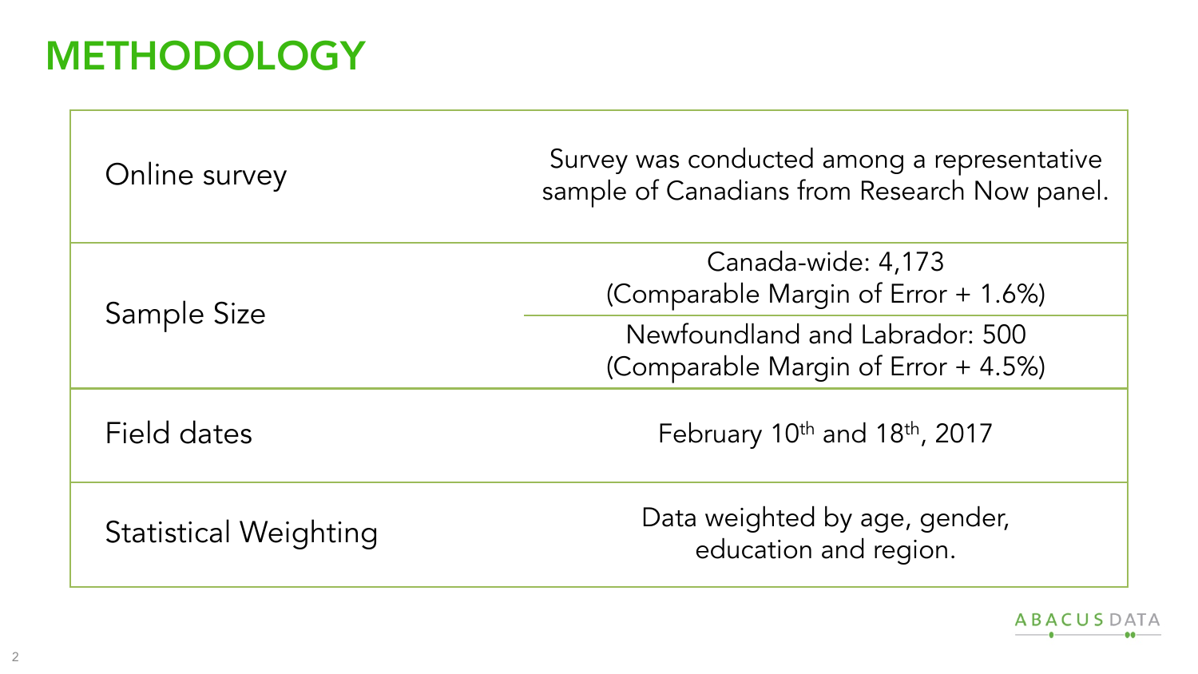# METHODOLOGY

| | |
|---|---|
| Online survey | Survey was conducted among a representative sample of Canadians from Research Now panel. |
| Sample Size | Canada-wide: 4,173 (Comparable Margin of Error + 1.6%) |
| | Newfoundland and Labrador: 500 (Comparable Margin of Error + 4.5%) |
| Field dates | February 10th and 18th, 2017 |
| Statistical Weighting | Data weighted by age, gender, education and region. |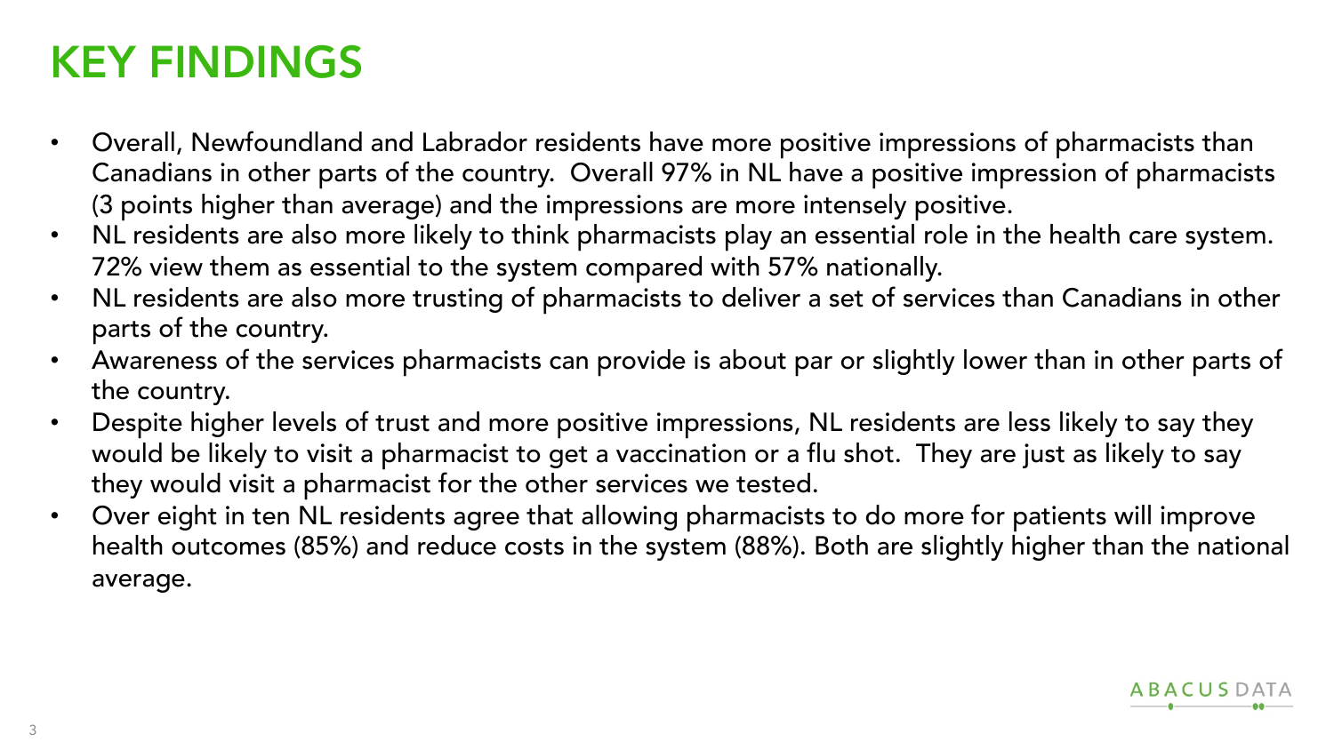# KEY FINDINGS

- Overall, Newfoundland and Labrador residents have more positive impressions of pharmacists than Canadians in other parts of the country. Overall 97% in NL have a positive impression of pharmacists (3 points higher than average) and the impressions are more intensely positive.
- NL residents are also more likely to think pharmacists play an essential role in the health care system. 72% view them as essential to the system compared with 57% nationally.
- NL residents are also more trusting of pharmacists to deliver a set of services than Canadians in other parts of the country.
- Awareness of the services pharmacists can provide is about par or slightly lower than in other parts of the country.
- Despite higher levels of trust and more positive impressions, NL residents are less likely to say they would be likely to visit a pharmacist to get a vaccination or a flu shot. They are just as likely to say they would visit a pharmacist for the other services we tested.
- Over eight in ten NL residents agree that allowing pharmacists to do more for patients will improve health outcomes (85%) and reduce costs in the system (88%). Both are slightly higher than the national average.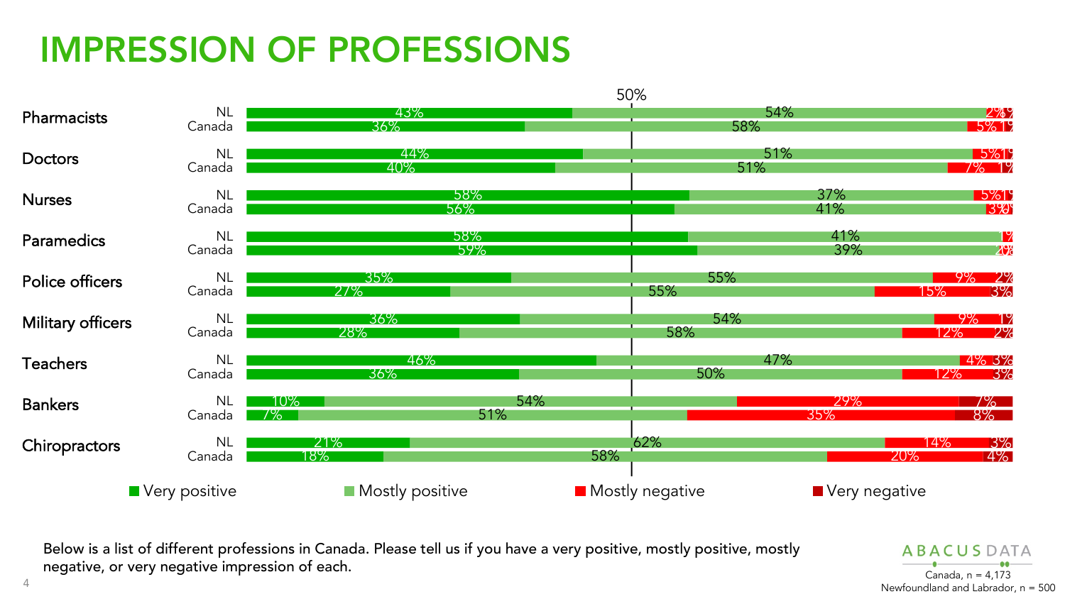# IMPRESSION OF PROFESSIONS

| Profession | Region | Very positive | Mostly positive | Mostly negative | Very negative |
|---|---|---|---|---|---|
| Pharmacists | NL | 43% | 54% | 2% | 1% |
| | Canada | 36% | 58% | 5% | 1% |
| Doctors | NL | 44% | 51% | 5% | 1% |
| | Canada | 40% | 51% | 7% | 1% |
| Nurses | NL | 58% | 37% | 5% | 1% |
| | Canada | 56% | 41% | 3% | 0% |
| Paramedics | NL | 58% | 41% | 1% | |
| | Canada | 59% | 39% | 2% | 0% |
| Police officers | NL | 35% | 55% | 9% | 2% |
| | Canada | 27% | 55% | 15% | 3% |
| Military officers | NL | 36% | 54% | 9% | 1% |
| | Canada | 28% | 58% | 12% | 2% |
| Teachers | NL | 46% | 47% | 4% | 3% |
| | Canada | 36% | 50% | 12% | 3% |
| Bankers | NL | 10% | 54% | 29% | 7% |
| | Canada | 7% | 51% | 35% | 8% |
| Chiropractors | NL | 21% | 62% | 14% | 3% |
| | Canada | 18% | 58% | 20% | 4% |

Below is a list of different professions in Canada. Please tell us if you have a very positive, mostly positive, mostly negative, or very negative impression of each.

ABACUS DATA

Canada, n = 4,173
Newfoundland and Labrador, n = 500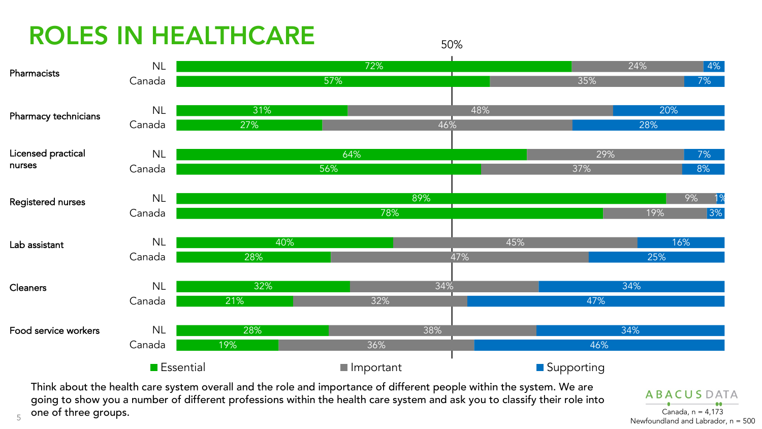# ROLES IN HEALTHCARE

| Role | Region | Essential | Important | Supporting |
|---|---|---|---|---|
| Pharmacists | NL | 72% | 24% | 4% |
| | Canada | 57% | 35% | 7% |
| Pharmacy technicians | NL | 31% | 48% | 20% |
| | Canada | 27% | 46% | 28% |
| Licensed practical nurses | NL | 64% | 29% | 7% |
| | Canada | 56% | 37% | 8% |
| Registered nurses | NL | 89% | 9% | 1% |
| | Canada | 78% | 19% | 3% |
| Lab assistant | NL | 40% | 45% | 16% |
| | Canada | 28% | 47% | 25% |
| Cleaners | NL | 32% | 34% | 34% |
| | Canada | 21% | 32% | 47% |
| Food service workers | NL | 28% | 38% | 34% |
| | Canada | 19% | 36% | 46% |

Think about the health care system overall and the role and importance of different people within the system. We are going to show you a number of different professions within the health care system and ask you to classify their role into one of three groups.

ABACUS DATA

Canada, n = 4,173
Newfoundland and Labrador, n = 500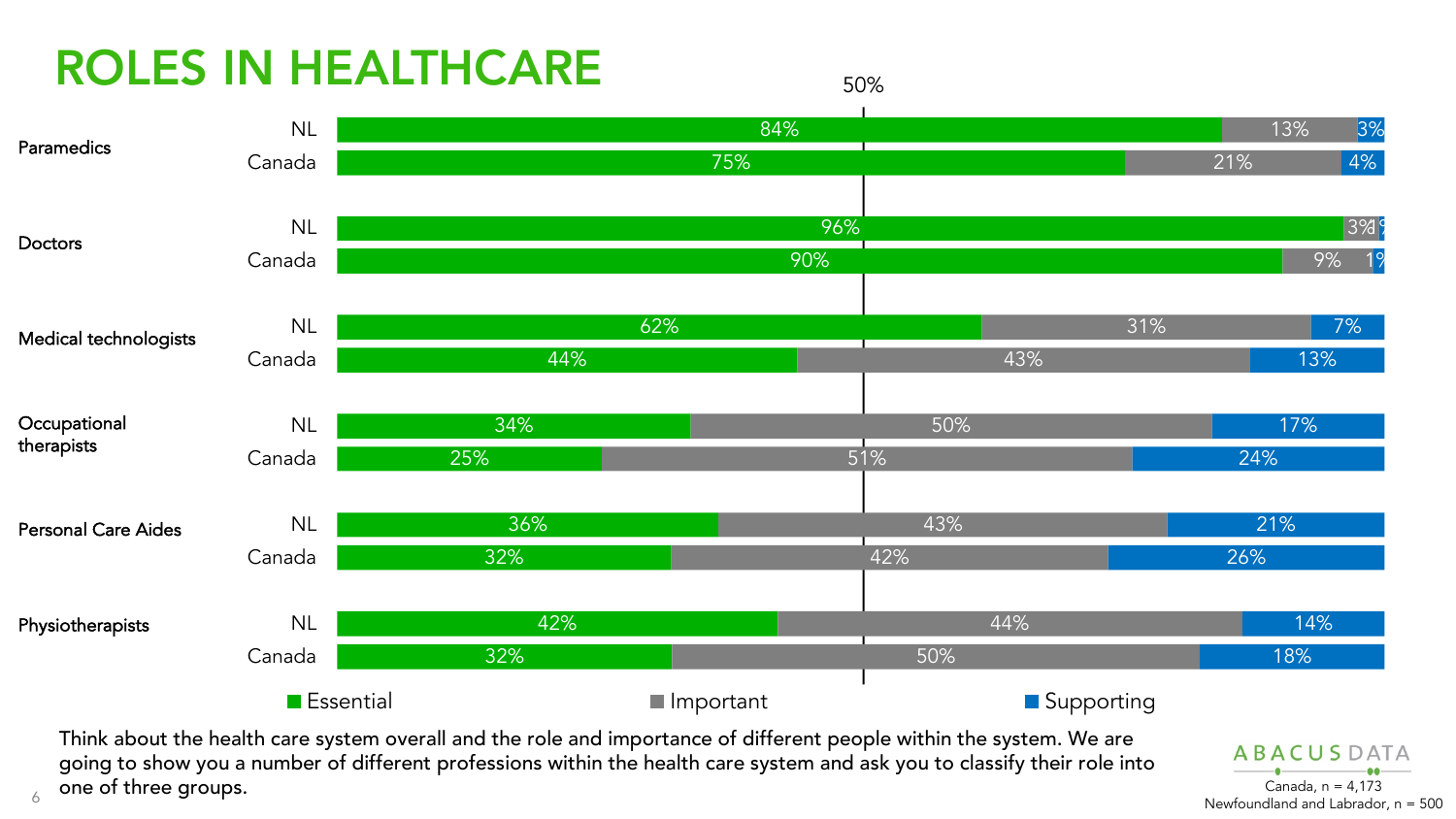# ROLES IN HEALTHCARE

| Role | Region | Essential | Important | Supporting |
|---|---|---|---|---|
| Paramedics | NL | 84% | 13% | 3% |
| | Canada | 75% | 21% | 4% |
| Doctors | NL | 96% | 3% | 1% |
| | Canada | 90% | 9% | 1% |
| Medical technologists | NL | 62% | 31% | 7% |
| | Canada | 44% | 43% | 13% |
| Occupational therapists | NL | 34% | 50% | 17% |
| | Canada | 25% | 51% | 24% |
| Personal Care Aides | NL | 36% | 43% | 21% |
| | Canada | 32% | 42% | 26% |
| Physiotherapists | NL | 42% | 44% | 14% |
| | Canada | 32% | 50% | 18% |

Think about the health care system overall and the role and importance of different people within the system. We are going to show you a number of different professions within the health care system and ask you to classify their role into one of three groups.

ABACUS DATA

Canada, n = 4,173
Newfoundland and Labrador, n = 500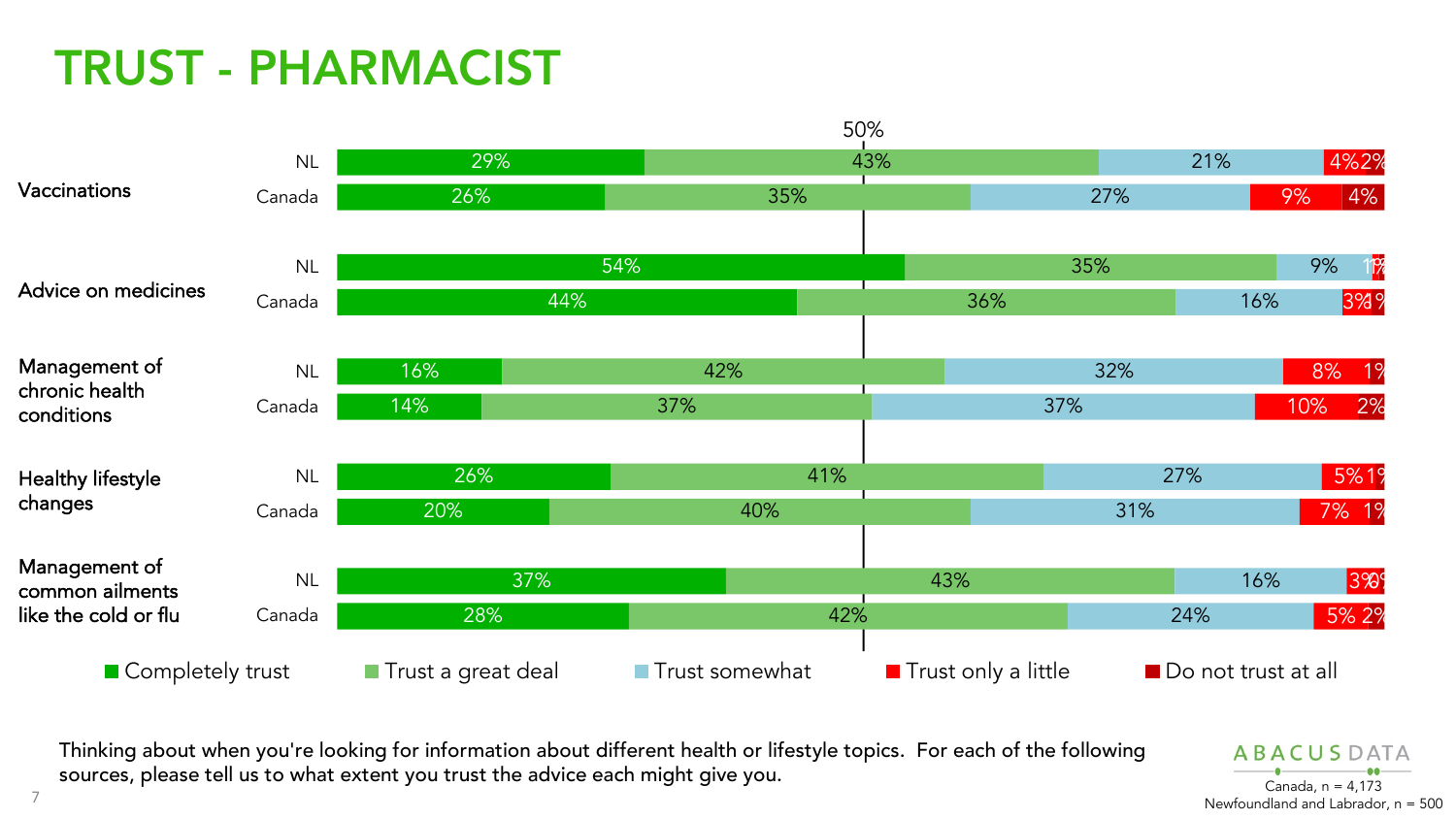# TRUST - PHARMACIST

| Topic | Region | Completely trust | Trust a great deal | Trust somewhat | Trust only a little | Do not trust at all |
|---|---|---|---|---|---|---|
| Vaccinations | NL | 29% | 43% | 21% | 4% | 2% |
| | Canada | 26% | 35% | 27% | 9% | 4% |
| Advice on medicines | NL | 54% | 35% | 9% | 1% | 1% |
| | Canada | 44% | 36% | 16% | 3% | 1% |
| Management of chronic health conditions | NL | 16% | 42% | 32% | 8% | 1% |
| | Canada | 14% | 37% | 37% | 10% | 2% |
| Healthy lifestyle changes | NL | 26% | 41% | 27% | 5% | 1% |
| | Canada | 20% | 40% | 31% | 7% | 1% |
| Management of common ailments like the cold or flu | NL | 37% | 43% | 16% | 3% | 1% |
| | Canada | 28% | 42% | 24% | 5% | 2% |

Thinking about when you're looking for information about different health or lifestyle topics. For each of the following sources, please tell us to what extent you trust the advice each might give you.

ABACUS DATA
Canada, n = 4,173
Newfoundland and Labrador, n = 500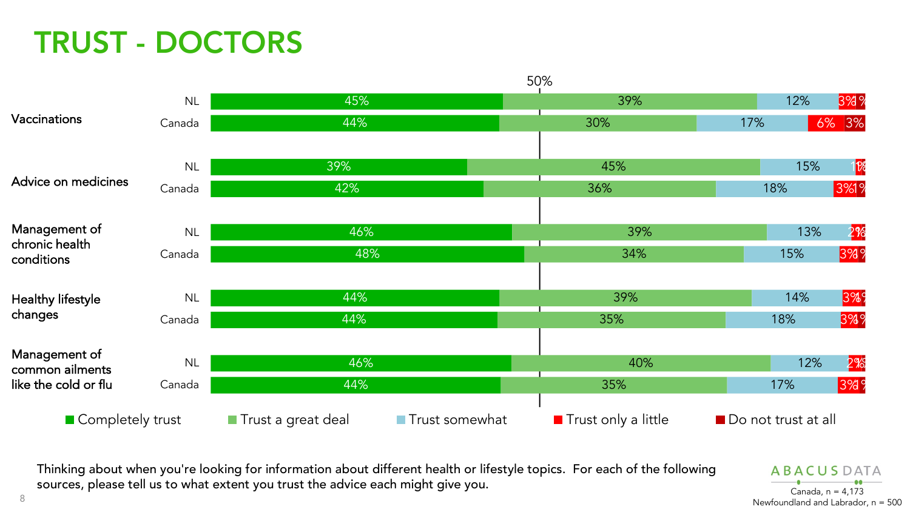# TRUST - DOCTORS

| Topic | Region | Completely trust | Trust a great deal | Trust somewhat | Trust only a little | Do not trust at all |
|---|---|---|---|---|---|---|
| Vaccinations | NL | 45% | 39% | 12% | 3% | 1% |
| | Canada | 44% | 30% | 17% | 6% | 3% |
| Advice on medicines | NL | 39% | 45% | 15% | 1% | 1% |
| | Canada | 42% | 36% | 18% | 3% | 1% |
| Management of chronic health conditions | NL | 46% | 39% | 13% | 2% | 1% |
| | Canada | 48% | 34% | 15% | 3% | 1% |
| Healthy lifestyle changes | NL | 44% | 39% | 14% | 3% | 1% |
| | Canada | 44% | 35% | 18% | 3% | 1% |
| Management of common ailments like the cold or flu | NL | 46% | 40% | 12% | 2% | 1% |
| | Canada | 44% | 35% | 17% | 3% | 1% |

Thinking about when you're looking for information about different health or lifestyle topics. For each of the following sources, please tell us to what extent you trust the advice each might give you.

ABACUS DATA

Canada, n = 4,173
Newfoundland and Labrador, n = 500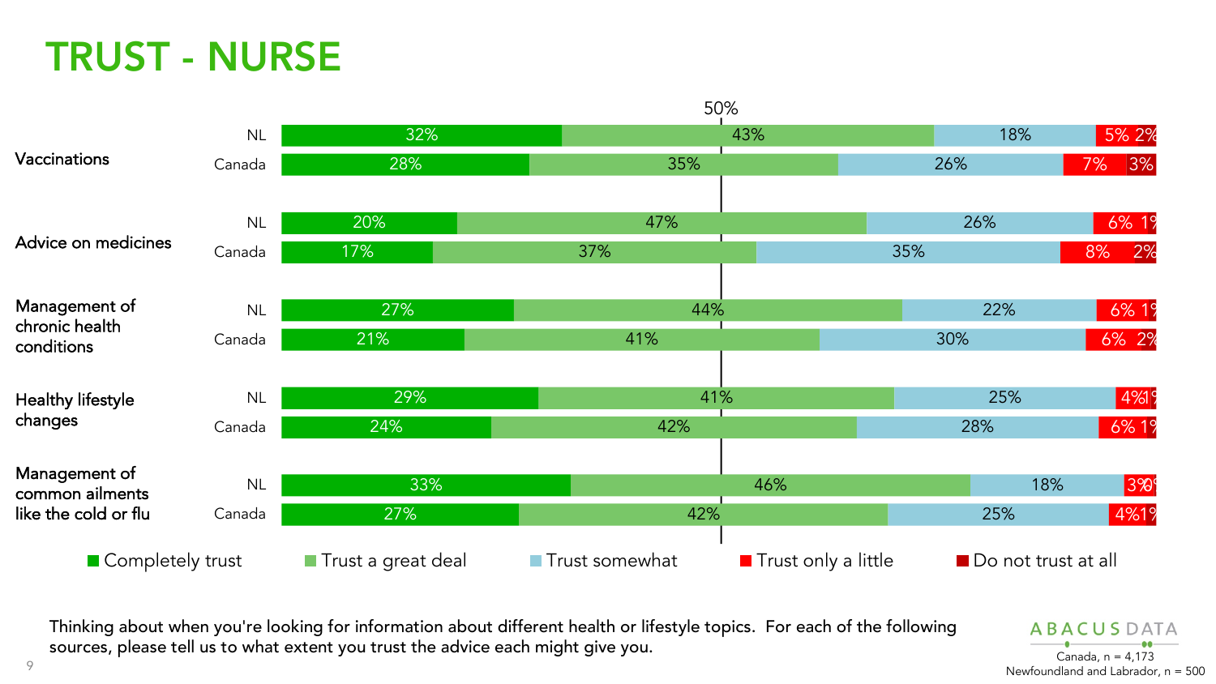# TRUST - NURSE

| Topic | Region | Completely trust | Trust a great deal | Trust somewhat | Trust only a little | Do not trust at all |
|---|---|---|---|---|---|---|
| Vaccinations | NL | 32% | 43% | 18% | 5% | 2% |
| | Canada | 28% | 35% | 26% | 7% | 3% |
| Advice on medicines | NL | 20% | 47% | 26% | 6% | 1% |
| | Canada | 17% | 37% | 35% | 8% | 2% |
| Management of chronic health conditions | NL | 27% | 44% | 22% | 6% | 1% |
| | Canada | 21% | 41% | 30% | 6% | 2% |
| Healthy lifestyle changes | NL | 29% | 41% | 25% | 4% | 1% |
| | Canada | 24% | 42% | 28% | 6% | 1% |
| Management of common ailments like the cold or flu | NL | 33% | 46% | 18% | 3% | 0% |
| | Canada | 27% | 42% | 25% | 4% | 1% |

Thinking about when you're looking for information about different health or lifestyle topics. For each of the following sources, please tell us to what extent you trust the advice each might give you.

ABACUS DATA

Canada, n = 4,173
Newfoundland and Labrador, n = 500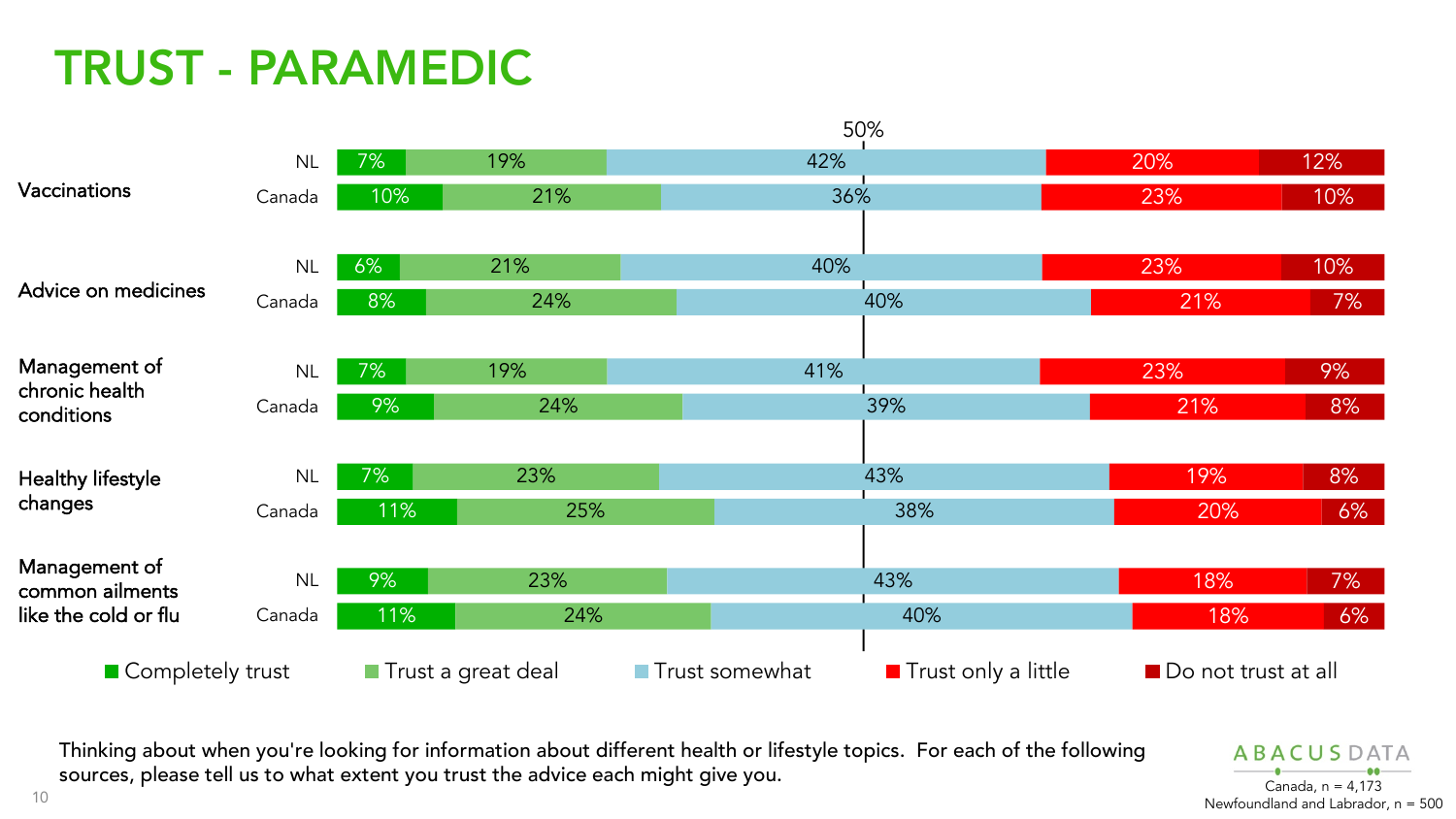# TRUST - PARAMEDIC

| Topic | Group | Completely trust | Trust a great deal | Trust somewhat | Trust only a little | Do not trust at all |
| --- | --- | --- | --- | --- | --- | --- |
| Vaccinations | NL | 7% | 19% | 42% | 20% | 12% |
| | Canada | 10% | 21% | 36% | 23% | 10% |
| Advice on medicines | NL | 6% | 21% | 40% | 23% | 10% |
| | Canada | 8% | 24% | 40% | 21% | 7% |
| Management of chronic health conditions | NL | 7% | 19% | 41% | 23% | 9% |
| | Canada | 9% | 24% | 39% | 21% | 8% |
| Healthy lifestyle changes | NL | 7% | 23% | 43% | 19% | 8% |
| | Canada | 11% | 25% | 38% | 20% | 6% |
| Management of common ailments like the cold or flu | NL | 9% | 23% | 43% | 18% | 7% |
| | Canada | 11% | 24% | 40% | 18% | 6% |

Thinking about when you're looking for information about different health or lifestyle topics. For each of the following sources, please tell us to what extent you trust the advice each might give you.

Canada, n = 4,173
Newfoundland and Labrador, n = 500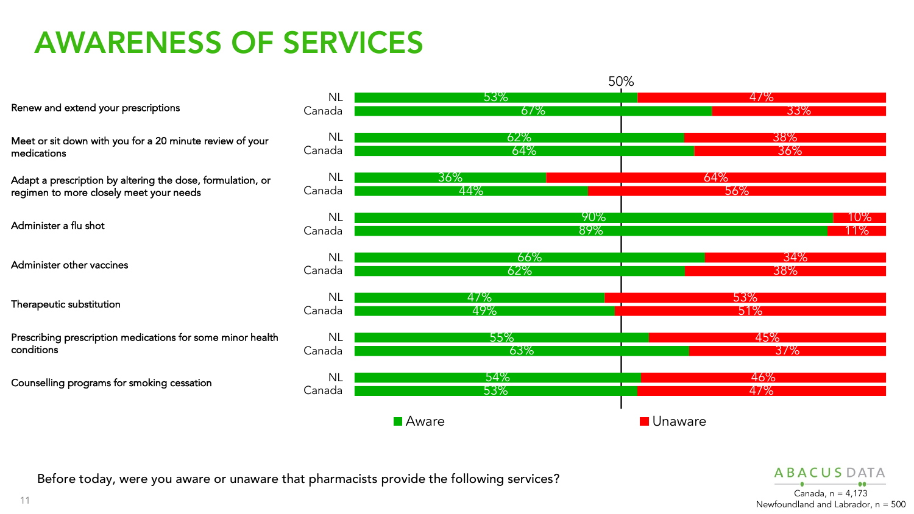# AWARENESS OF SERVICES

| Service | Region | Aware | Unaware |
|---|---|---|---|
| Renew and extend your prescriptions | NL | 53% | 47% |
| | Canada | 67% | 33% |
| Meet or sit down with you for a 20 minute review of your medications | NL | 62% | 38% |
| | Canada | 64% | 36% |
| Adapt a prescription by altering the dose, formulation, or regimen to more closely meet your needs | NL | 36% | 64% |
| | Canada | 44% | 56% |
| Administer a flu shot | NL | 90% | 10% |
| | Canada | 89% | 11% |
| Administer other vaccines | NL | 66% | 34% |
| | Canada | 62% | 38% |
| Therapeutic substitution | NL | 47% | 53% |
| | Canada | 49% | 51% |
| Prescribing prescription medications for some minor health conditions | NL | 55% | 45% |
| | Canada | 63% | 37% |
| Counselling programs for smoking cessation | NL | 54% | 46% |
| | Canada | 53% | 47% |

Before today, were you aware or unaware that pharmacists provide the following services?

ABACUS DATA

Canada, n = 4,173
Newfoundland and Labrador, n = 500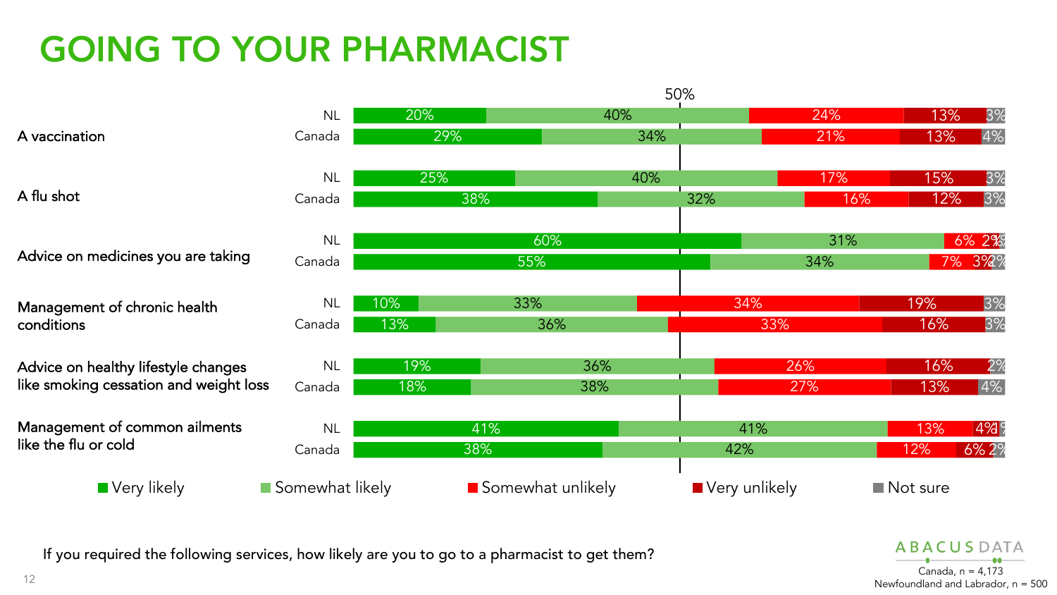# GOING TO YOUR PHARMACIST

| Service | Group | Very likely | Somewhat likely | Somewhat unlikely | Very unlikely | Not sure |
|---|---|---|---|---|---|---|
| A vaccination | NL | 20% | 40% | 24% | 13% | 3% |
| | Canada | 29% | 34% | 21% | 13% | 4% |
| A flu shot | NL | 25% | 40% | 17% | 15% | 3% |
| | Canada | 38% | 32% | 16% | 12% | 3% |
| Advice on medicines you are taking | NL | 60% | 31% | 6% | 2% | 1% |
| | Canada | 55% | 34% | 7% | 3% | 2% |
| Management of chronic health conditions | NL | 10% | 33% | 34% | 19% | 3% |
| | Canada | 13% | 36% | 33% | 16% | 3% |
| Advice on healthy lifestyle changes like smoking cessation and weight loss | NL | 19% | 36% | 26% | 16% | 2% |
| | Canada | 18% | 38% | 27% | 13% | 4% |
| Management of common ailments like the flu or cold | NL | 41% | 41% | 13% | 4% | 1% |
| | Canada | 38% | 42% | 12% | 6% | 2% |

If you required the following services, how likely are you to go to a pharmacist to get them?

Canada, n = 4,173
Newfoundland and Labrador, n = 500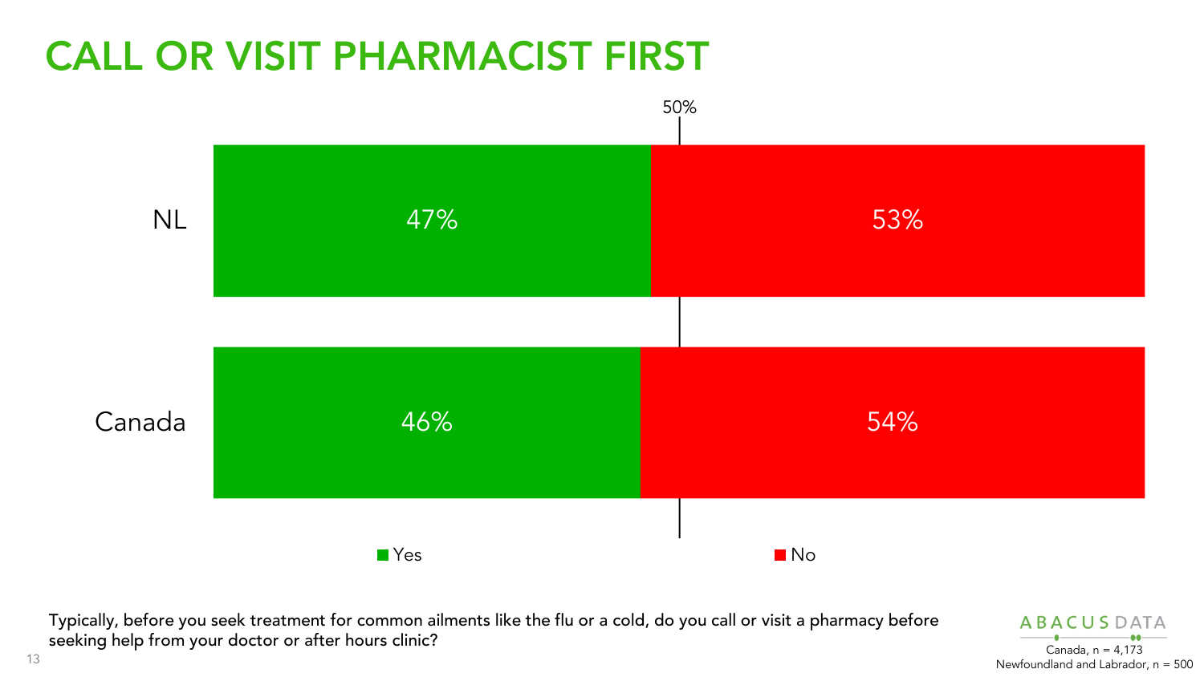# CALL OR VISIT PHARMACIST FIRST

| | Yes | No |
|---|---|---|
| NL | 47% | 53% |
| Canada | 46% | 54% |

Typically, before you seek treatment for common ailments like the flu or a cold, do you call or visit a pharmacy before seeking help from your doctor or after hours clinic?

ABACUS DATA

Canada, n = 4,173
Newfoundland and Labrador, n = 500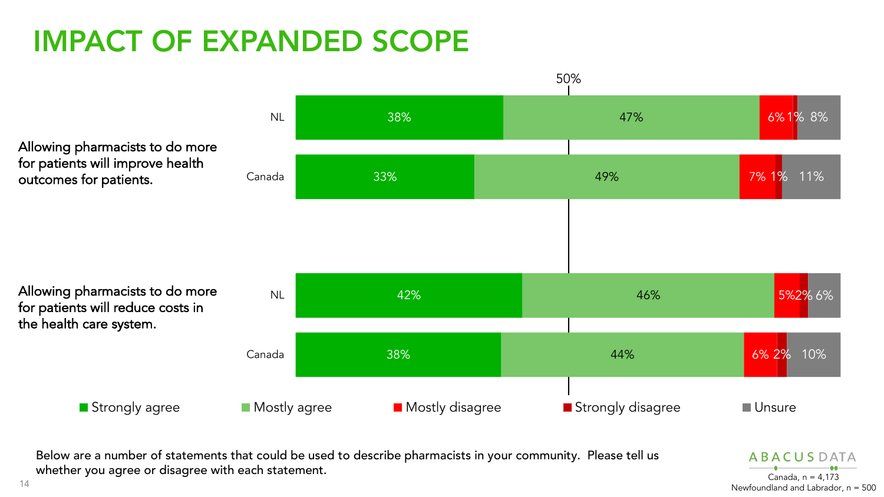# IMPACT OF EXPANDED SCOPE

| Statement | Region | Strongly agree | Mostly agree | Mostly disagree | Strongly disagree | Unsure |
|---|---|---|---|---|---|---|
| Allowing pharmacists to do more for patients will improve health outcomes for patients. | NL | 38% | 47% | 6% | 1% | 8% |
| | Canada | 33% | 49% | 7% | 1% | 11% |
| Allowing pharmacists to do more for patients will reduce costs in the health care system. | NL | 42% | 46% | 5% | 2% | 6% |
| | Canada | 38% | 44% | 6% | 2% | 10% |

Below are a number of statements that could be used to describe pharmacists in your community. Please tell us whether you agree or disagree with each statement.

Canada, n = 4,173
Newfoundland and Labrador, n = 500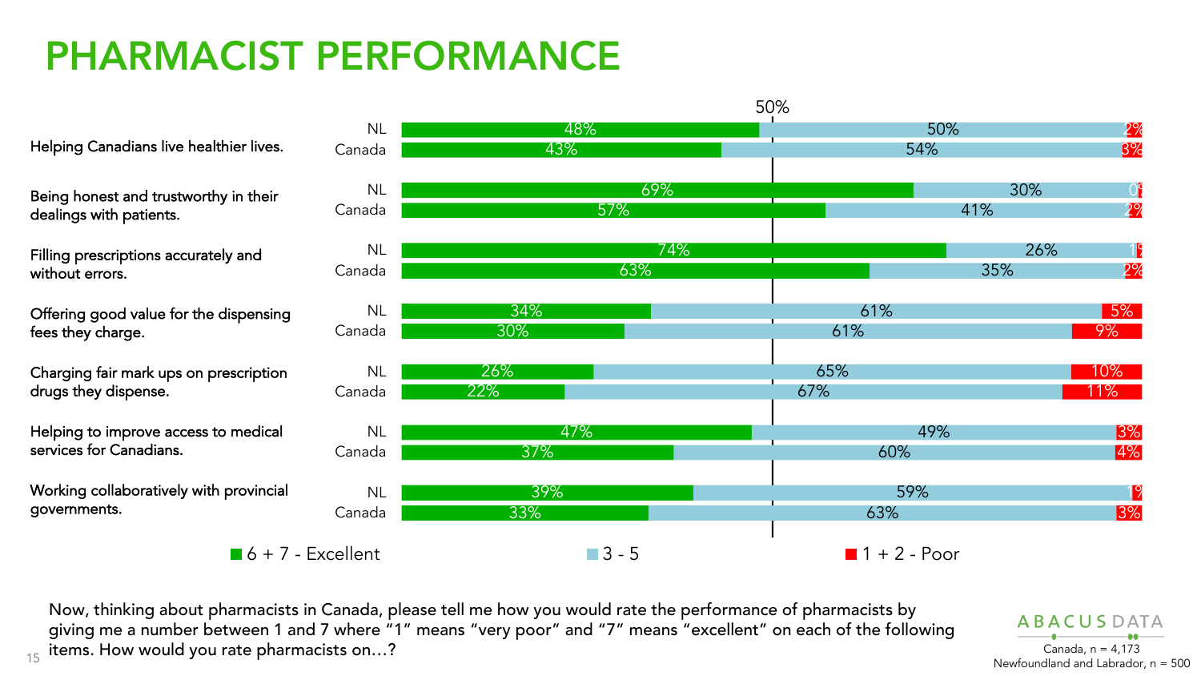# PHARMACIST PERFORMANCE

| Item | Region | 6 + 7 - Excellent | 3 - 5 | 1 + 2 - Poor |
|---|---|---|---|---|
| Helping Canadians live healthier lives. | NL | 48% | 50% | 2% |
| | Canada | 43% | 54% | 3% |
| Being honest and trustworthy in their dealings with patients. | NL | 69% | 30% | 0% |
| | Canada | 57% | 41% | 2% |
| Filling prescriptions accurately and without errors. | NL | 74% | 26% | 1% |
| | Canada | 63% | 35% | 2% |
| Offering good value for the dispensing fees they charge. | NL | 34% | 61% | 5% |
| | Canada | 30% | 61% | 9% |
| Charging fair mark ups on prescription drugs they dispense. | NL | 26% | 65% | 10% |
| | Canada | 22% | 67% | 11% |
| Helping to improve access to medical services for Canadians. | NL | 47% | 49% | 3% |
| | Canada | 37% | 60% | 4% |
| Working collaboratively with provincial governments. | NL | 39% | 59% | 1% |
| | Canada | 33% | 63% | 3% |

Now, thinking about pharmacists in Canada, please tell me how you would rate the performance of pharmacists by giving me a number between 1 and 7 where "1" means "very poor" and "7" means "excellent" on each of the following items. How would you rate pharmacists on…?

ABACUS DATA

Canada, n = 4,173
Newfoundland and Labrador, n = 500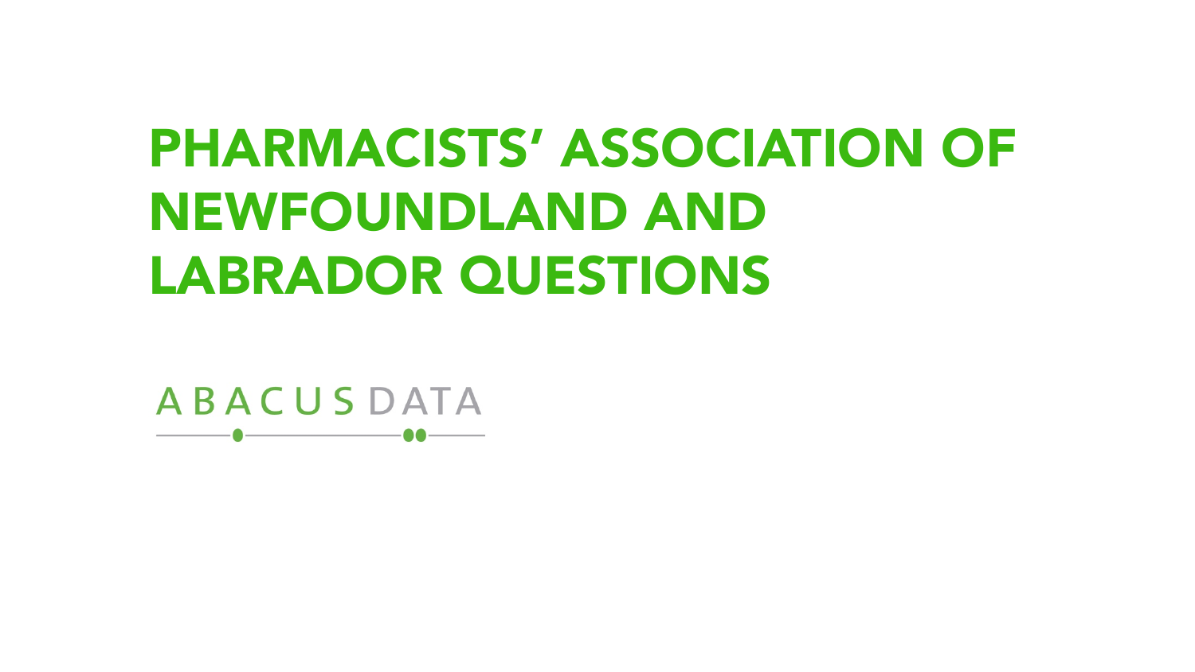# PHARMACISTS' ASSOCIATION OF NEWFOUNDLAND AND LABRADOR QUESTIONS

ABACUS DATA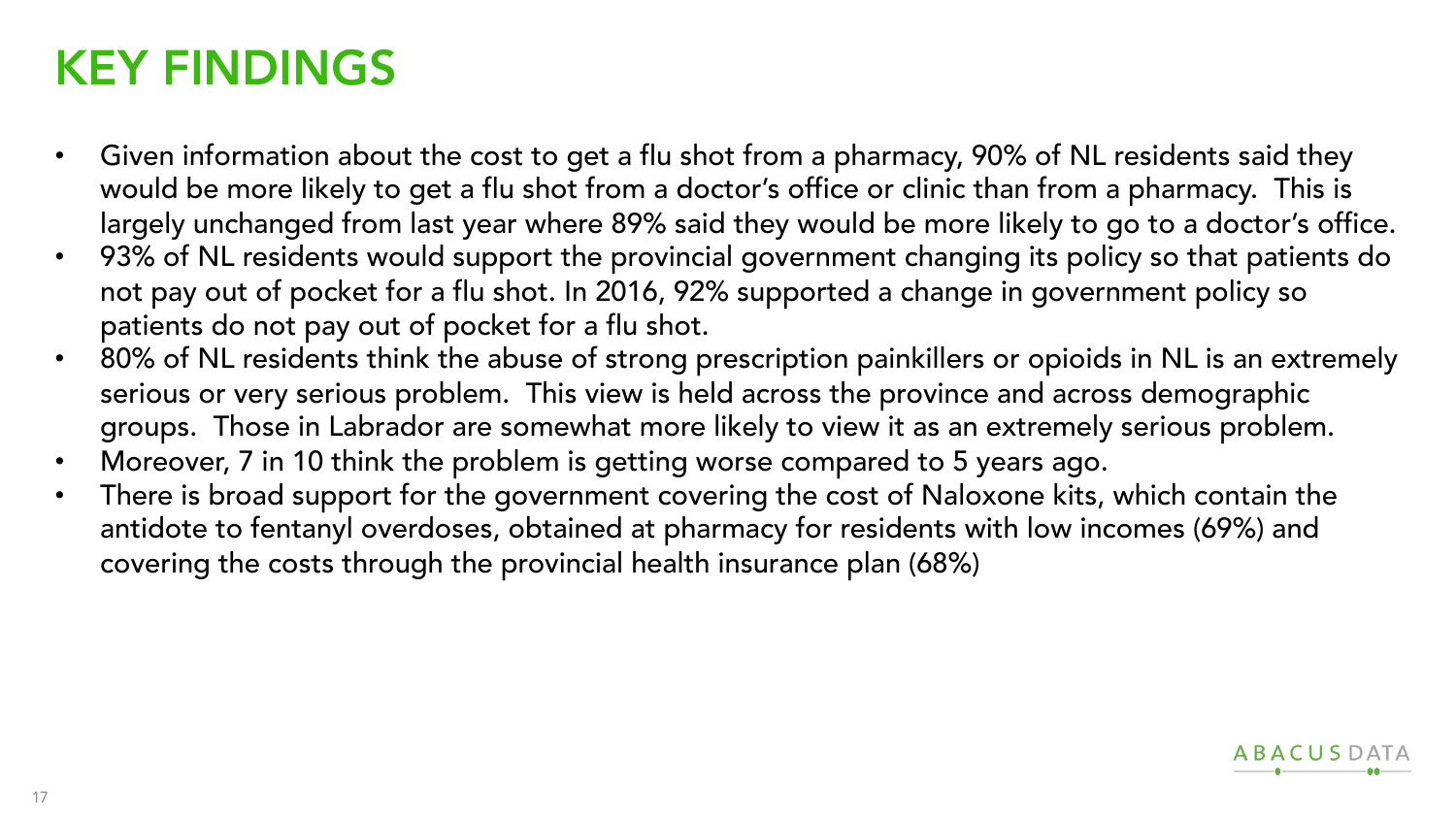# KEY FINDINGS

- Given information about the cost to get a flu shot from a pharmacy, 90% of NL residents said they would be more likely to get a flu shot from a doctor's office or clinic than from a pharmacy. This is largely unchanged from last year where 89% said they would be more likely to go to a doctor's office.
- 93% of NL residents would support the provincial government changing its policy so that patients do not pay out of pocket for a flu shot. In 2016, 92% supported a change in government policy so patients do not pay out of pocket for a flu shot.
- 80% of NL residents think the abuse of strong prescription painkillers or opioids in NL is an extremely serious or very serious problem. This view is held across the province and across demographic groups. Those in Labrador are somewhat more likely to view it as an extremely serious problem.
- Moreover, 7 in 10 think the problem is getting worse compared to 5 years ago.
- There is broad support for the government covering the cost of Naloxone kits, which contain the antidote to fentanyl overdoses, obtained at pharmacy for residents with low incomes (69%) and covering the costs through the provincial health insurance plan (68%)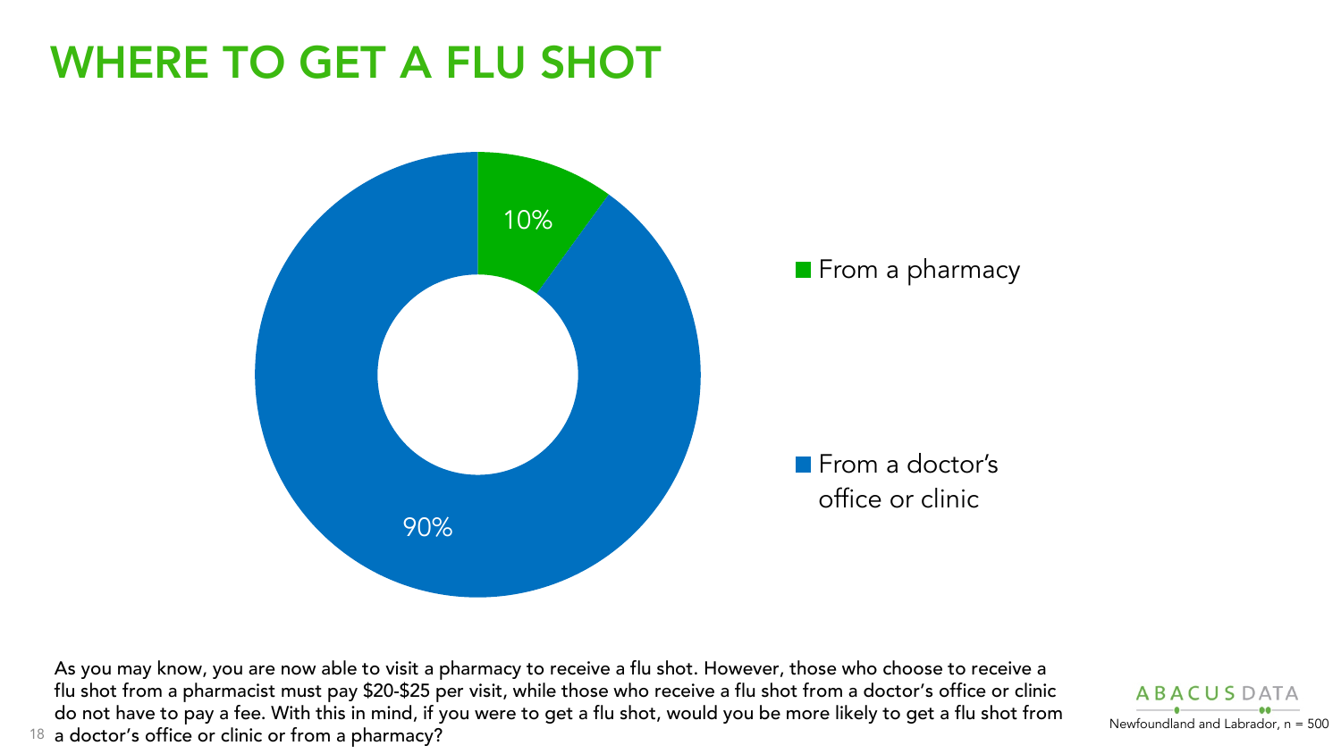# WHERE TO GET A FLU SHOT

| Response | % |
|---|---|
| From a pharmacy | 10% |
| From a doctor's office or clinic | 90% |

As you may know, you are now able to visit a pharmacy to receive a flu shot. However, those who choose to receive a flu shot from a pharmacist must pay $20-$25 per visit, while those who receive a flu shot from a doctor's office or clinic do not have to pay a fee. With this in mind, if you were to get a flu shot, would you be more likely to get a flu shot from a doctor's office or clinic or from a pharmacy?

Newfoundland and Labrador, n = 500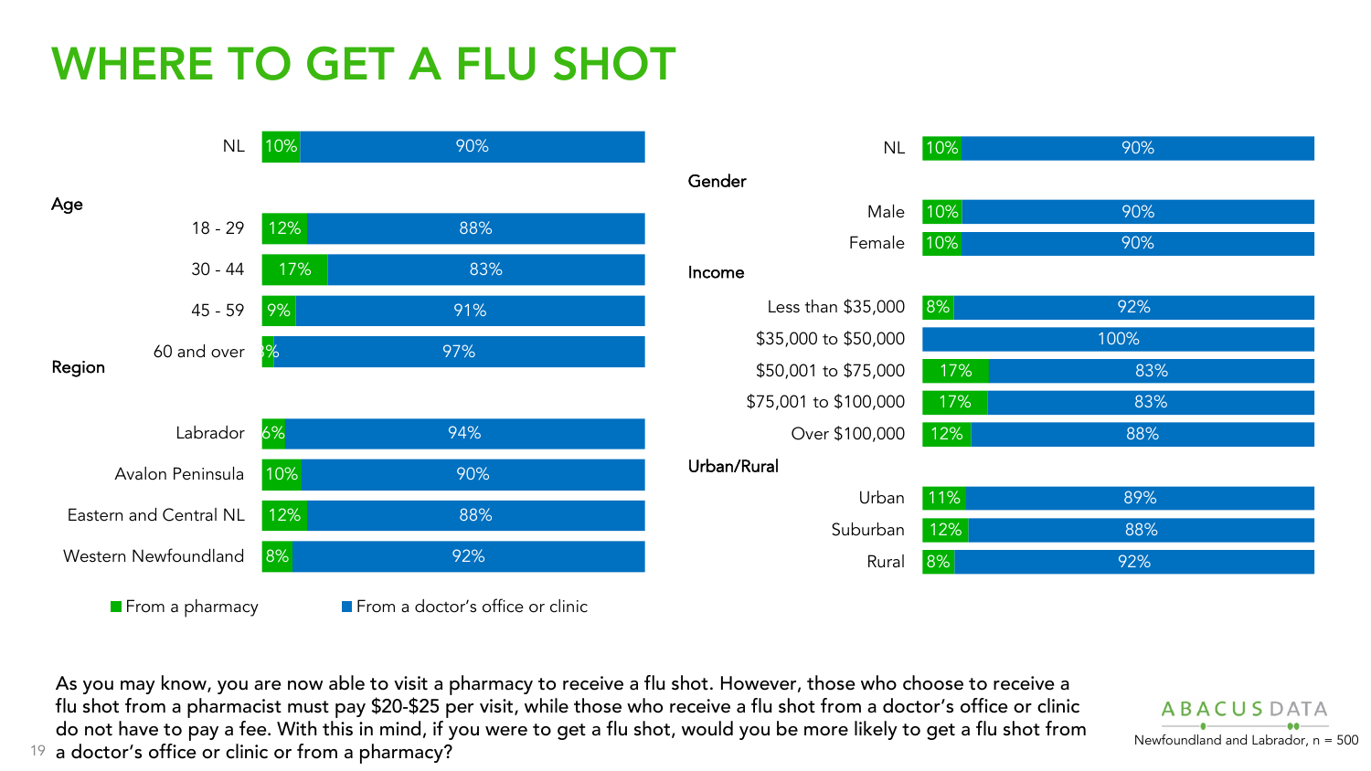# WHERE TO GET A FLU SHOT

| | From a pharmacy | From a doctor's office or clinic |
|---|---|---|
| NL | 10% | 90% |
| **Age** | | |
| 18 - 29 | 12% | 88% |
| 30 - 44 | 17% | 83% |
| 45 - 59 | 9% | 91% |
| 60 and over | 3% | 97% |
| **Region** | | |
| Labrador | 6% | 94% |
| Avalon Peninsula | 10% | 90% |
| Eastern and Central NL | 12% | 88% |
| Western Newfoundland | 8% | 92% |

| | From a pharmacy | From a doctor's office or clinic |
|---|---|---|
| NL | 10% | 90% |
| **Gender** | | |
| Male | 10% | 90% |
| Female | 10% | 90% |
| **Income** | | |
| Less than $35,000 | 8% | 92% |
| $35,000 to $50,000 | | 100% |
| $50,001 to $75,000 | 17% | 83% |
| $75,001 to $100,000 | 17% | 83% |
| Over $100,000 | 12% | 88% |
| **Urban/Rural** | | |
| Urban | 11% | 89% |
| Suburban | 12% | 88% |
| Rural | 8% | 92% |

As you may know, you are now able to visit a pharmacy to receive a flu shot. However, those who choose to receive a flu shot from a pharmacist must pay $20-$25 per visit, while those who receive a flu shot from a doctor's office or clinic do not have to pay a fee. With this in mind, if you were to get a flu shot, would you be more likely to get a flu shot from a doctor's office or clinic or from a pharmacy?

ABACUS DATA

Newfoundland and Labrador, n = 500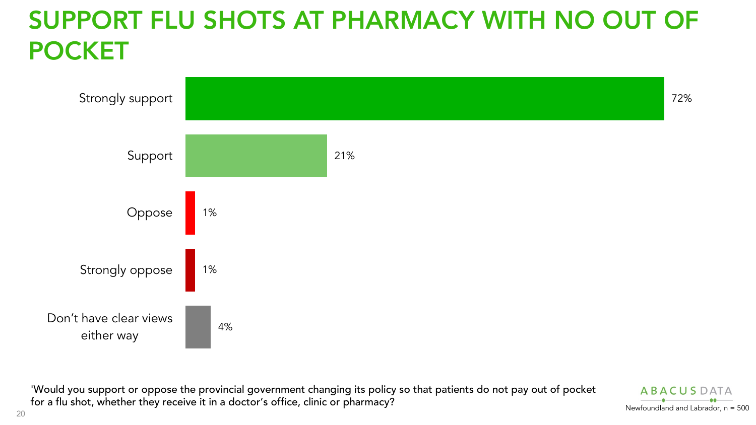# SUPPORT FLU SHOTS AT PHARMACY WITH NO OUT OF POCKET

| Response | % |
|---|---|
| Strongly support | 72% |
| Support | 21% |
| Oppose | 1% |
| Strongly oppose | 1% |
| Don't have clear views either way | 4% |

'Would you support or oppose the provincial government changing its policy so that patients do not pay out of pocket for a flu shot, whether they receive it in a doctor's office, clinic or pharmacy?

ABACUS DATA

Newfoundland and Labrador, n = 500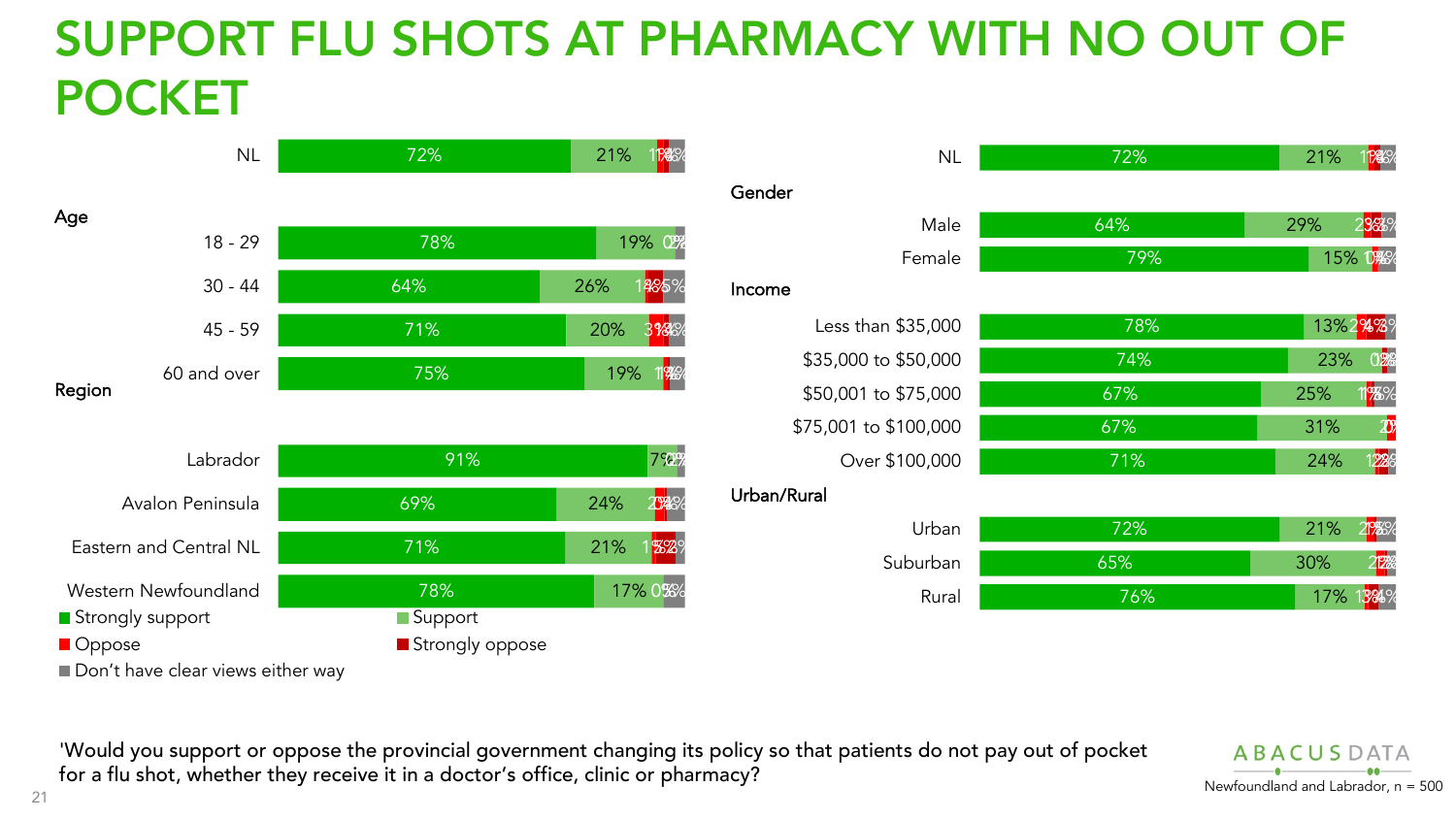# SUPPORT FLU SHOTS AT PHARMACY WITH NO OUT OF POCKET

| | Strongly support | Support | Oppose | Strongly oppose | Don't have clear views either way |
|---|---|---|---|---|---|
| NL | 72% | 21% | 1% | 1% | 4% |
| **Age** | | | | | |
| 18 - 29 | 78% | 19% | 0% | | 2% |
| 30 - 44 | 64% | 26% | 1% | 4% | 5% |
| 45 - 59 | 71% | 20% | 3% | 1% | 4% |
| 60 and over | 75% | 19% | 1% | | 4% |
| **Region** | | | | | |
| Labrador | 91% | 7% | 0% | | 2% |
| Avalon Peninsula | 69% | 24% | 2% | 1% | 4% |
| Eastern and Central NL | 71% | 21% | 1% | 5% | 2% |
| Western Newfoundland | 78% | 17% | 0% | | 5% |
| **Gender** | | | | | |
| Male | 64% | 29% | 2% | 3% | 2% |
| Female | 79% | 15% | 1% | 0% | 4% |
| **Income** | | | | | |
| Less than $35,000 | 78% | 13% | 2% | 4% | 3% |
| $35,000 to $50,000 | 74% | 23% | 0% | 1% | 2% |
| $50,001 to $75,000 | 67% | 25% | 1% | 1% | 6% |
| $75,001 to $100,000 | 67% | 31% | 2% | | |
| Over $100,000 | 71% | 24% | 1% | 2% | 2% |
| **Urban/Rural** | | | | | |
| Urban | 72% | 21% | 2% | 1% | 4% |
| Suburban | 65% | 30% | 2% | 1% | 2% |
| Rural | 76% | 17% | 1% | 3% | 4% |

'Would you support or oppose the provincial government changing its policy so that patients do not pay out of pocket for a flu shot, whether they receive it in a doctor's office, clinic or pharmacy?

Newfoundland and Labrador, n = 500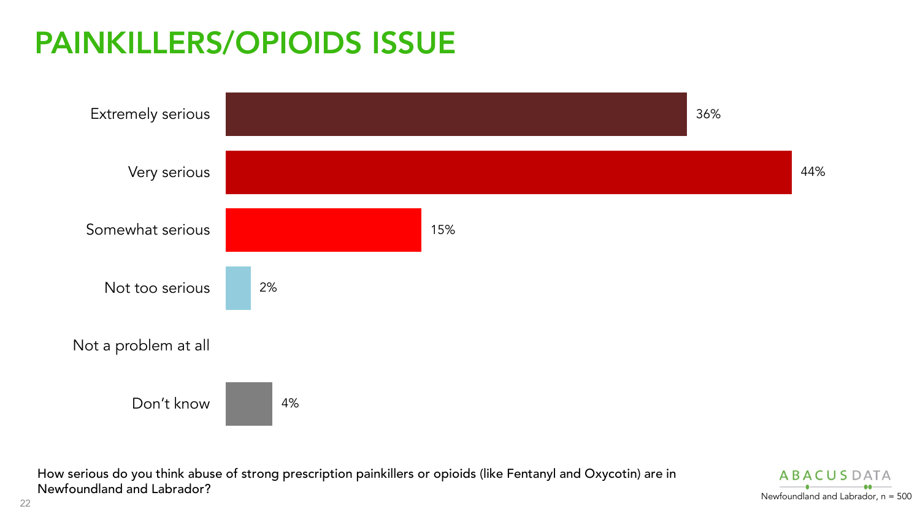# PAINKILLERS/OPIOIDS ISSUE

| Response | % |
|---|---|
| Extremely serious | 36% |
| Very serious | 44% |
| Somewhat serious | 15% |
| Not too serious | 2% |
| Not a problem at all | |
| Don't know | 4% |

How serious do you think abuse of strong prescription painkillers or opioids (like Fentanyl and Oxycotin) are in Newfoundland and Labrador?

ABACUS DATA

Newfoundland and Labrador, n = 500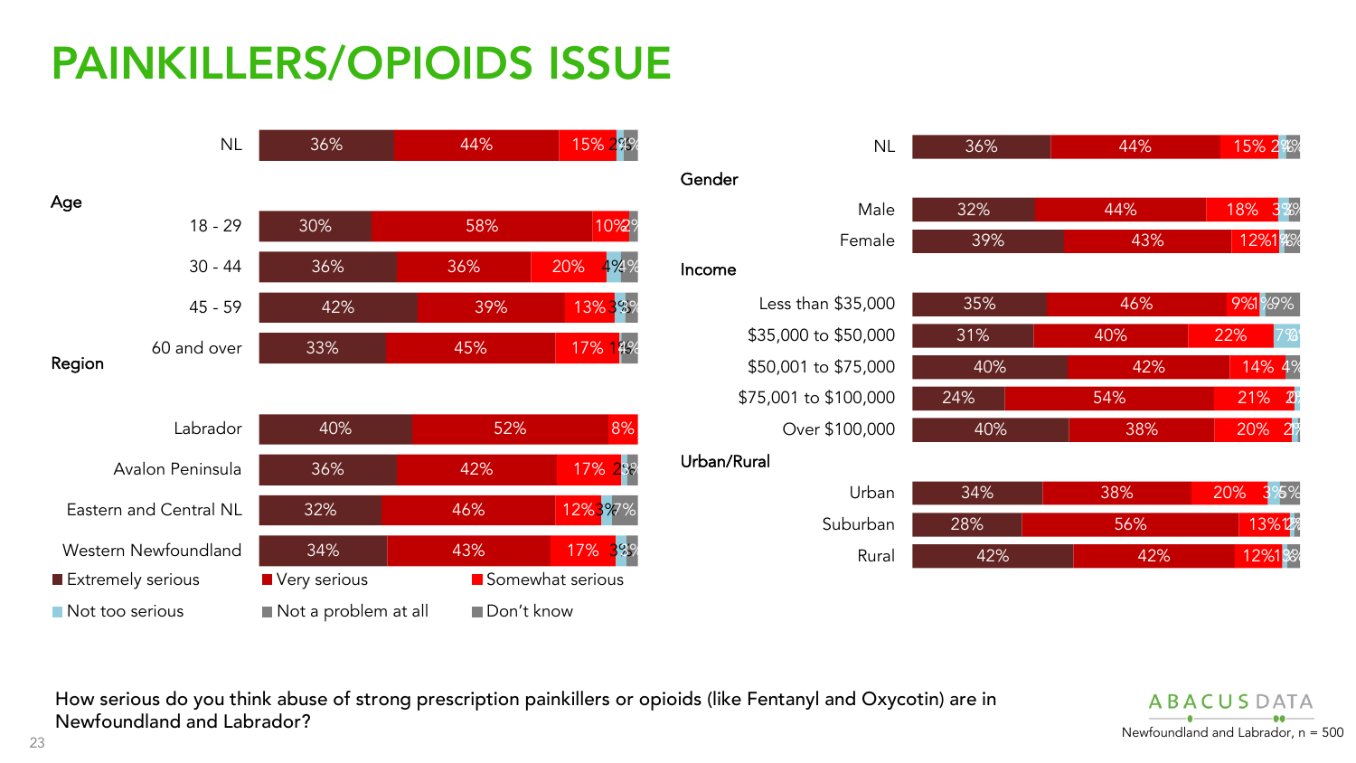# PAINKILLERS/OPIOIDS ISSUE

| | Extremely serious | Very serious | Somewhat serious | Not too serious | Not a problem at all | Don't know |
|---|---|---|---|---|---|---|
| NL | 36% | 44% | 15% | 2% | | 4% |
| **Age** | | | | | | |
| 18 - 29 | 30% | 58% | 10% | | | 2% |
| 30 - 44 | 36% | 36% | 20% | 4% | | 4% |
| 45 - 59 | 42% | 39% | 13% | 3% | | 3% |
| 60 and over | 33% | 45% | 17% | 1% | | 4% |
| **Region** | | | | | | |
| Labrador | 40% | 52% | 8% | | | |
| Avalon Peninsula | 36% | 42% | 17% | 2% | | 3% |
| Eastern and Central NL | 32% | 46% | 12% | 3% | | 7% |
| Western Newfoundland | 34% | 43% | 17% | 3% | | 3% |

| | Extremely serious | Very serious | Somewhat serious | Not too serious | Not a problem at all | Don't know |
|---|---|---|---|---|---|---|
| NL | 36% | 44% | 15% | 2% | | 4% |
| **Gender** | | | | | | |
| Male | 32% | 44% | 18% | 3% | | 3% |
| Female | 39% | 43% | 12% | 1% | | 4% |
| **Income** | | | | | | |
| Less than $35,000 | 35% | 46% | 9% | 1% | | 9% |
| $35,000 to $50,000 | 31% | 40% | 22% | 7% | | |
| $50,001 to $75,000 | 40% | 42% | 14% | | | 4% |
| $75,001 to $100,000 | 24% | 54% | 21% | | | |
| Over $100,000 | 40% | 38% | 20% | 2% | | |
| **Urban/Rural** | | | | | | |
| Urban | 34% | 38% | 20% | 3% | | 5% |
| Suburban | 28% | 56% | 13% | 1% | | |
| Rural | 42% | 42% | 12% | 1% | | 3% |

How serious do you think abuse of strong prescription painkillers or opioids (like Fentanyl and Oxycotin) are in Newfoundland and Labrador?

Newfoundland and Labrador, n = 500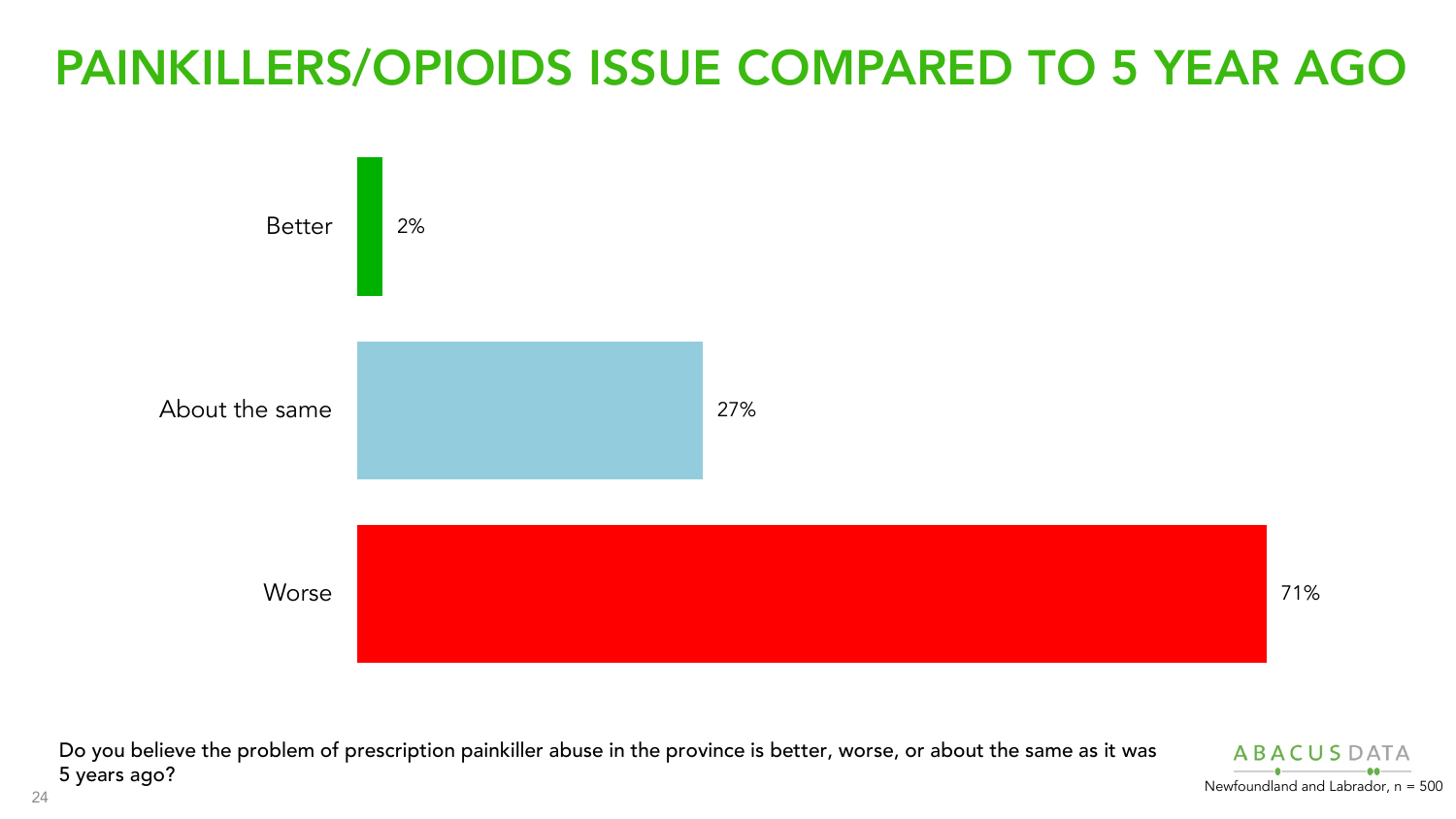# PAINKILLERS/OPIOIDS ISSUE COMPARED TO 5 YEAR AGO

| Response | % |
| --- | --- |
| Better | 2% |
| About the same | 27% |
| Worse | 71% |

Do you believe the problem of prescription painkiller abuse in the province is better, worse, or about the same as it was 5 years ago?

ABACUS DATA

Newfoundland and Labrador, n = 500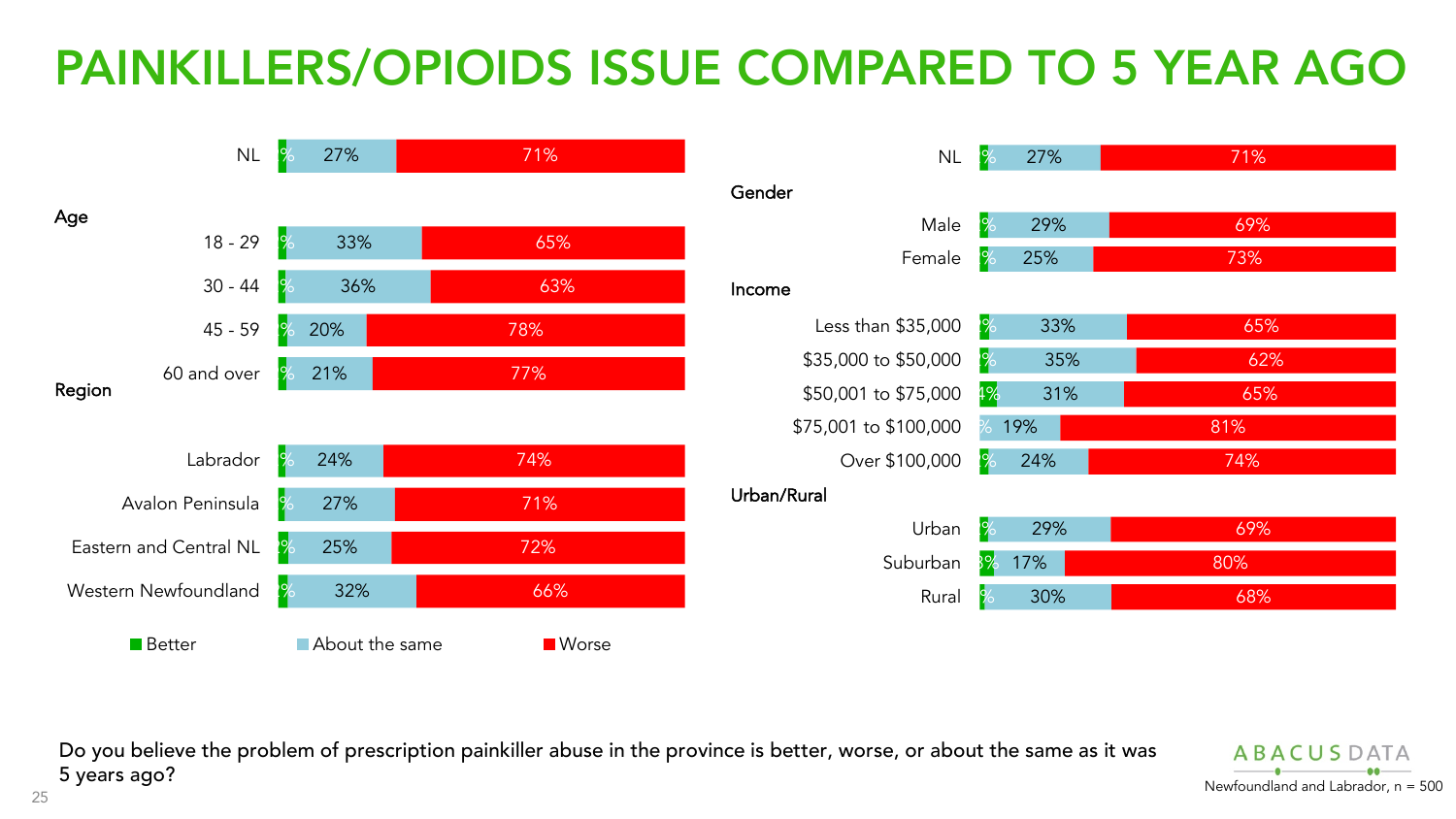# PAINKILLERS/OPIOIDS ISSUE COMPARED TO 5 YEAR AGO

| | Better | About the same | Worse |
|---|---|---|---|
| NL | % | 27% | 71% |
| **Age** | | | |
| 18 - 29 | % | 33% | 65% |
| 30 - 44 | % | 36% | 63% |
| 45 - 59 | % | 20% | 78% |
| 60 and over | % | 21% | 77% |
| **Region** | | | |
| Labrador | % | 24% | 74% |
| Avalon Peninsula | % | 27% | 71% |
| Eastern and Central NL | % | 25% | 72% |
| Western Newfoundland | % | 32% | 66% |

| | Better | About the same | Worse |
|---|---|---|---|
| NL | % | 27% | 71% |
| **Gender** | | | |
| Male | % | 29% | 69% |
| Female | % | 25% | 73% |
| **Income** | | | |
| Less than $35,000 | % | 33% | 65% |
| $35,000 to $50,000 | % | 35% | 62% |
| $50,001 to $75,000 | 4% | 31% | 65% |
| $75,001 to $100,000 | % | 19% | 81% |
| Over $100,000 | % | 24% | 74% |
| **Urban/Rural** | | | |
| Urban | % | 29% | 69% |
| Suburban | 3% | 17% | 80% |
| Rural | % | 30% | 68% |

Do you believe the problem of prescription painkiller abuse in the province is better, worse, or about the same as it was 5 years ago?

Newfoundland and Labrador, n = 500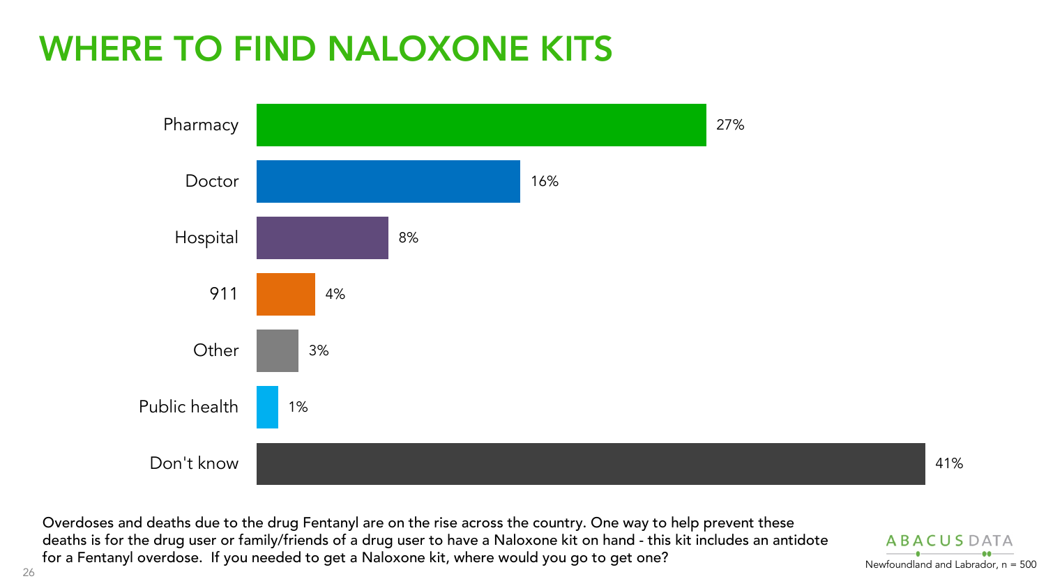# WHERE TO FIND NALOXONE KITS

| Response | % |
|---|---|
| Pharmacy | 27% |
| Doctor | 16% |
| Hospital | 8% |
| 911 | 4% |
| Other | 3% |
| Public health | 1% |
| Don't know | 41% |

Overdoses and deaths due to the drug Fentanyl are on the rise across the country. One way to help prevent these deaths is for the drug user or family/friends of a drug user to have a Naloxone kit on hand - this kit includes an antidote for a Fentanyl overdose. If you needed to get a Naloxone kit, where would you go to get one?

ABACUS DATA

Newfoundland and Labrador, n = 500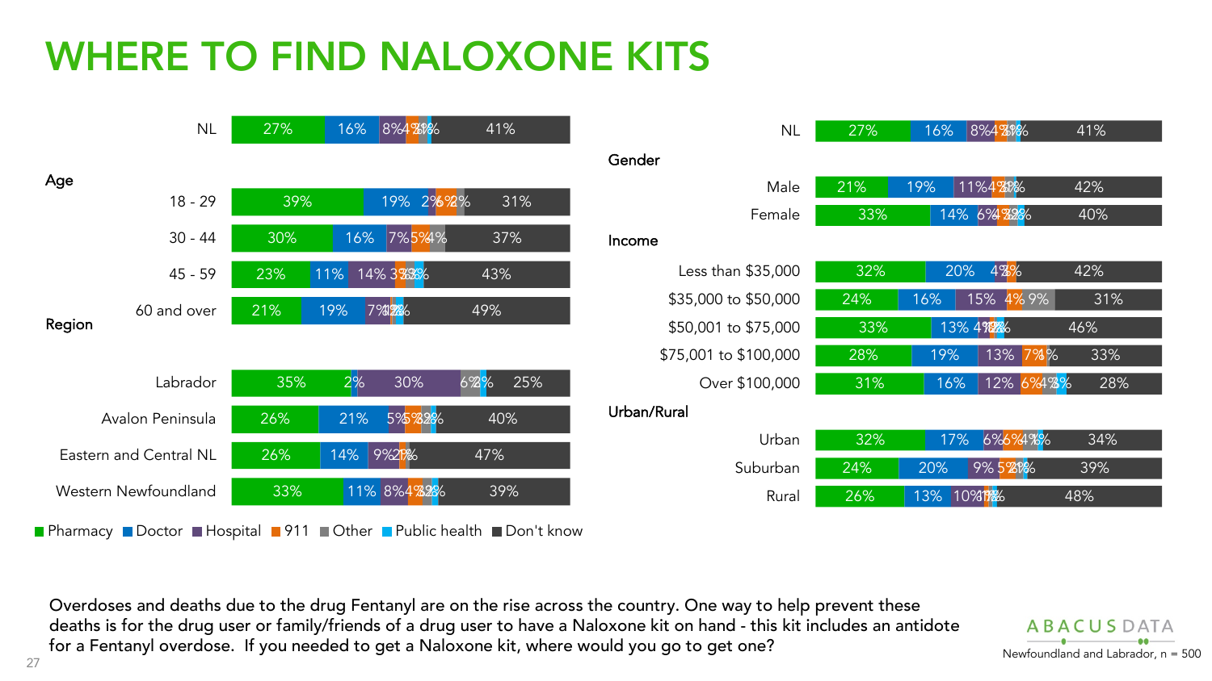# WHERE TO FIND NALOXONE KITS

| | Pharmacy | Doctor | Hospital | 911 | Other | Public health | Don't know |
|---|---|---|---|---|---|---|---|
| NL | 27% | 16% | 8% | 4% | 2% | 1% | 41% |
| **Age** | | | | | | | |
| 18 - 29 | 39% | 19% | 2% | 6% | 2% | | 31% |
| 30 - 44 | 30% | 16% | 7% | 5% | 4% | | 37% |
| 45 - 59 | 23% | 11% | 14% | 3% | 3% | 3% | 43% |
| 60 and over | 21% | 19% | 7% | 1% | 1% | 2% | 49% |
| **Region** | | | | | | | |
| Labrador | 35% | 2% | 30% | | 6% | 2% | 25% |
| Avalon Peninsula | 26% | 21% | 5% | 5% | 3% | 2% | 40% |
| Eastern and Central NL | 26% | 14% | 9% | 2% | 1% | | 47% |
| Western Newfoundland | 33% | 11% | 8% | 4% | 3% | 2% | 39% |
| **Gender** | | | | | | | |
| Male | 21% | 19% | 11% | 4% | 2% | 1% | 42% |
| Female | 33% | 14% | 6% | 4% | 3% | 3% | 40% |
| **Income** | | | | | | | |
| Less than $35,000 | 32% | 20% | 4% | 3% | | | 42% |
| $35,000 to $50,000 | 24% | 16% | 15% | 4% | 9% | | 31% |
| $50,001 to $75,000 | 33% | 13% | 4% | 1% | 2% | | 46% |
| $75,001 to $100,000 | 28% | 19% | 13% | 7% | 1% | | 33% |
| Over $100,000 | 31% | 16% | 12% | 6% | 4% | 3% | 28% |
| **Urban/Rural** | | | | | | | |
| Urban | 32% | 17% | 6% | 6% | 4% | 1% | 34% |
| Suburban | 24% | 20% | 9% | 5% | 2% | 1% | 39% |
| Rural | 26% | 13% | 10% | 1% | 1% | 1% | 48% |

Overdoses and deaths due to the drug Fentanyl are on the rise across the country. One way to help prevent these deaths is for the drug user or family/friends of a drug user to have a Naloxone kit on hand - this kit includes an antidote for a Fentanyl overdose. If you needed to get a Naloxone kit, where would you go to get one?

ABACUS DATA

Newfoundland and Labrador, n = 500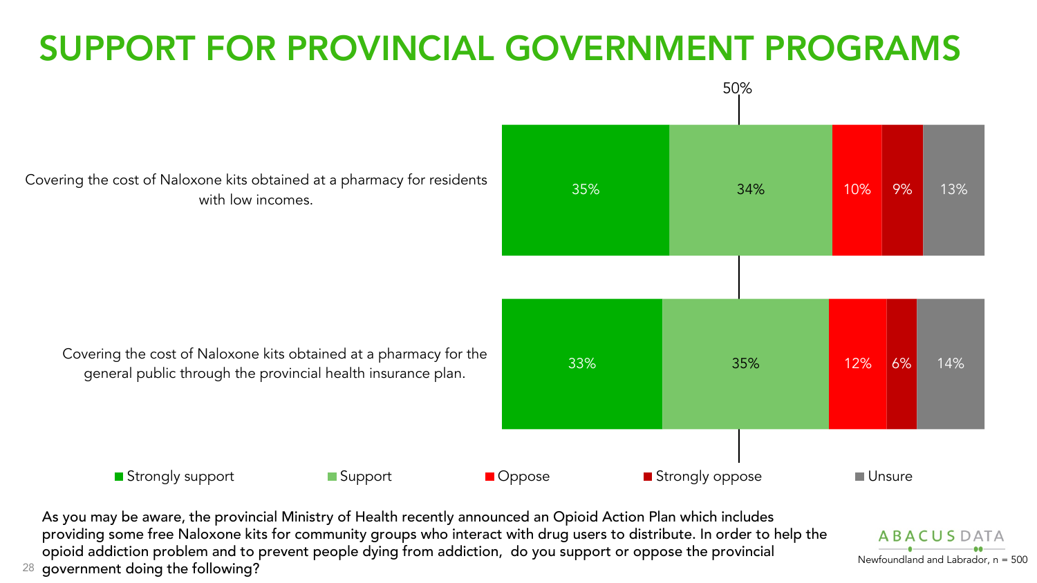# SUPPORT FOR PROVINCIAL GOVERNMENT PROGRAMS

| | Strongly support | Support | Oppose | Strongly oppose | Unsure |
|---|---|---|---|---|---|
| Covering the cost of Naloxone kits obtained at a pharmacy for residents with low incomes. | 35% | 34% | 10% | 9% | 13% |
| Covering the cost of Naloxone kits obtained at a pharmacy for the general public through the provincial health insurance plan. | 33% | 35% | 12% | 6% | 14% |

As you may be aware, the provincial Ministry of Health recently announced an Opioid Action Plan which includes providing some free Naloxone kits for community groups who interact with drug users to distribute. In order to help the opioid addiction problem and to prevent people dying from addiction, do you support or oppose the provincial government doing the following?

ABACUS DATA

Newfoundland and Labrador, n = 500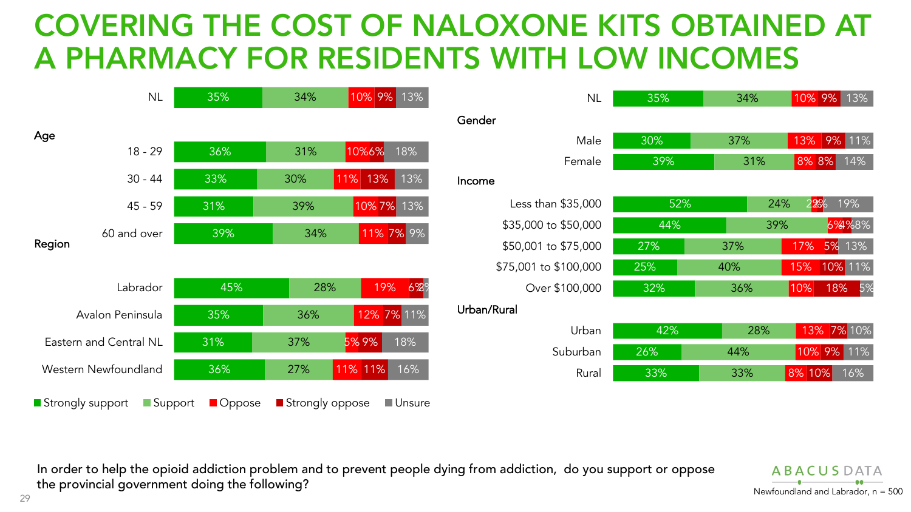# COVERING THE COST OF NALOXONE KITS OBTAINED AT A PHARMACY FOR RESIDENTS WITH LOW INCOMES

| | Strongly support | Support | Oppose | Strongly oppose | Unsure |
|---|---|---|---|---|---|
| NL | 35% | 34% | 10% | 9% | 13% |
| **Age** | | | | | |
| 18 - 29 | 36% | 31% | 10% | 6% | 18% |
| 30 - 44 | 33% | 30% | 11% | 13% | 13% |
| 45 - 59 | 31% | 39% | 10% | 7% | 13% |
| 60 and over | 39% | 34% | 11% | 7% | 9% |
| **Region** | | | | | |
| Labrador | 45% | 28% | 19% | 6% | 2% |
| Avalon Peninsula | 35% | 36% | 12% | 7% | 11% |
| Eastern and Central NL | 31% | 37% | 5% | 9% | 18% |
| Western Newfoundland | 36% | 27% | 11% | 11% | 16% |

| | Strongly support | Support | Oppose | Strongly oppose | Unsure |
|---|---|---|---|---|---|
| NL | 35% | 34% | 10% | 9% | 13% |
| **Gender** | | | | | |
| Male | 30% | 37% | 13% | 9% | 11% |
| Female | 39% | 31% | 8% | 8% | 14% |
| **Income** | | | | | |
| Less than $35,000 | 52% | 24% | 2% | 3% | 19% |
| $35,000 to $50,000 | 44% | 39% | 6% | 4% | 8% |
| $50,001 to $75,000 | 27% | 37% | 17% | 5% | 13% |
| $75,001 to $100,000 | 25% | 40% | 15% | 10% | 11% |
| Over $100,000 | 32% | 36% | 10% | 18% | 5% |
| **Urban/Rural** | | | | | |
| Urban | 42% | 28% | 13% | 7% | 10% |
| Suburban | 26% | 44% | 10% | 9% | 11% |
| Rural | 33% | 33% | 8% | 10% | 16% |

In order to help the opioid addiction problem and to prevent people dying from addiction, do you support or oppose the provincial government doing the following?

ABACUS DATA

Newfoundland and Labrador, n = 500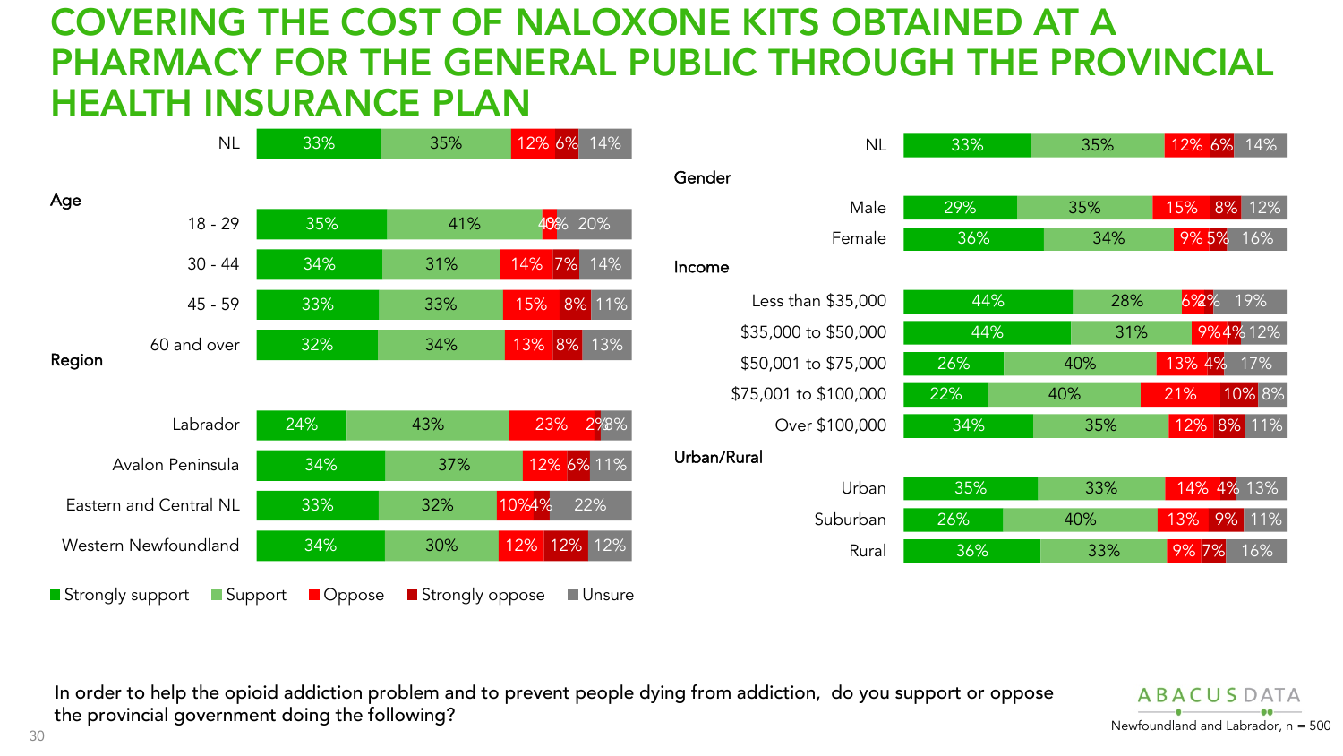# COVERING THE COST OF NALOXONE KITS OBTAINED AT A PHARMACY FOR THE GENERAL PUBLIC THROUGH THE PROVINCIAL HEALTH INSURANCE PLAN

NL 33% 35% 12% 6% 14%

Age

18 - 29 35% 41% 4% 0% 20%

30 - 44 34% 31% 14% 7% 14%

45 - 59 33% 33% 15% 8% 11%

60 and over 32% 34% 13% 8% 13%

Region

Labrador 24% 43% 23% 2% 8%

Avalon Peninsula 34% 37% 12% 6% 11%

Eastern and Central NL 33% 32% 10% 4% 22%

Western Newfoundland 34% 30% 12% 12% 12%

NL 33% 35% 12% 6% 14%

Gender

Male 29% 35% 15% 8% 12%

Female 36% 34% 9% 5% 16%

Income

Less than $35,000 44% 28% 6% 2% 19%

$35,000 to $50,000 44% 31% 9% 4% 12%

$50,001 to $75,000 26% 40% 13% 4% 17%

$75,001 to $100,000 22% 40% 21% 10% 8%

Over $100,000 34% 35% 12% 8% 11%

Urban/Rural

Urban 35% 33% 14% 4% 13%

Suburban 26% 40% 13% 9% 11%

Rural 36% 33% 9% 7% 16%

Strongly support, Support, Oppose, Strongly oppose, Unsure

In order to help the opioid addiction problem and to prevent people dying from addiction, do you support or oppose the provincial government doing the following?

ABACUS DATA

Newfoundland and Labrador, n = 500